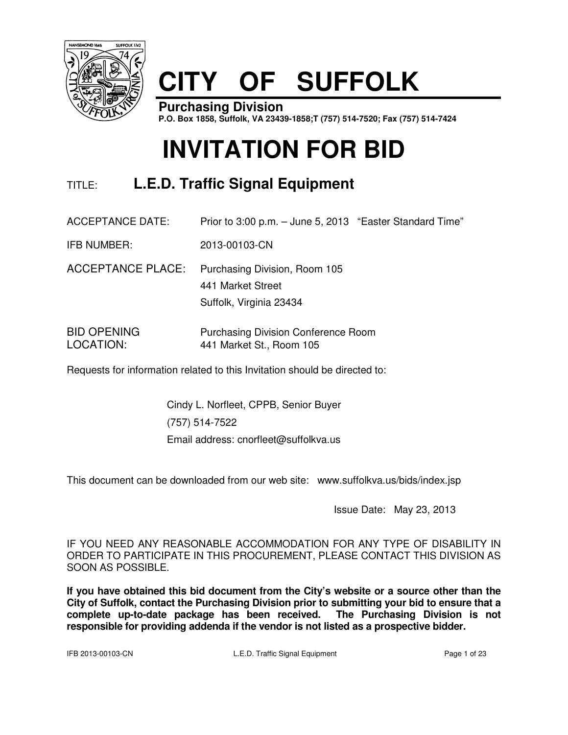# CITY OF SUFFOLK

**Purchasing Division**
**P.O. Box 1858, Suffolk, VA 23439-1858;T (757) 514-7520; Fax (757) 514-7424**

# INVITATION FOR BID

TITLE: **L.E.D. Traffic Signal Equipment**

ACCEPTANCE DATE: Prior to 3:00 p.m. – June 5, 2013 "Easter Standard Time"

IFB NUMBER: 2013-00103-CN

ACCEPTANCE PLACE: Purchasing Division, Room 105
441 Market Street
Suffolk, Virginia 23434

BID OPENING LOCATION: Purchasing Division Conference Room
441 Market St., Room 105

Requests for information related to this Invitation should be directed to:

Cindy L. Norfleet, CPPB, Senior Buyer
(757) 514-7522
Email address: cnorfleet@suffolkva.us

This document can be downloaded from our web site: www.suffolkva.us/bids/index.jsp

Issue Date: May 23, 2013

IF YOU NEED ANY REASONABLE ACCOMMODATION FOR ANY TYPE OF DISABILITY IN ORDER TO PARTICIPATE IN THIS PROCUREMENT, PLEASE CONTACT THIS DIVISION AS SOON AS POSSIBLE.

**If you have obtained this bid document from the City's website or a source other than the City of Suffolk, contact the Purchasing Division prior to submitting your bid to ensure that a complete up-to-date package has been received. The Purchasing Division is not responsible for providing addenda if the vendor is not listed as a prospective bidder.**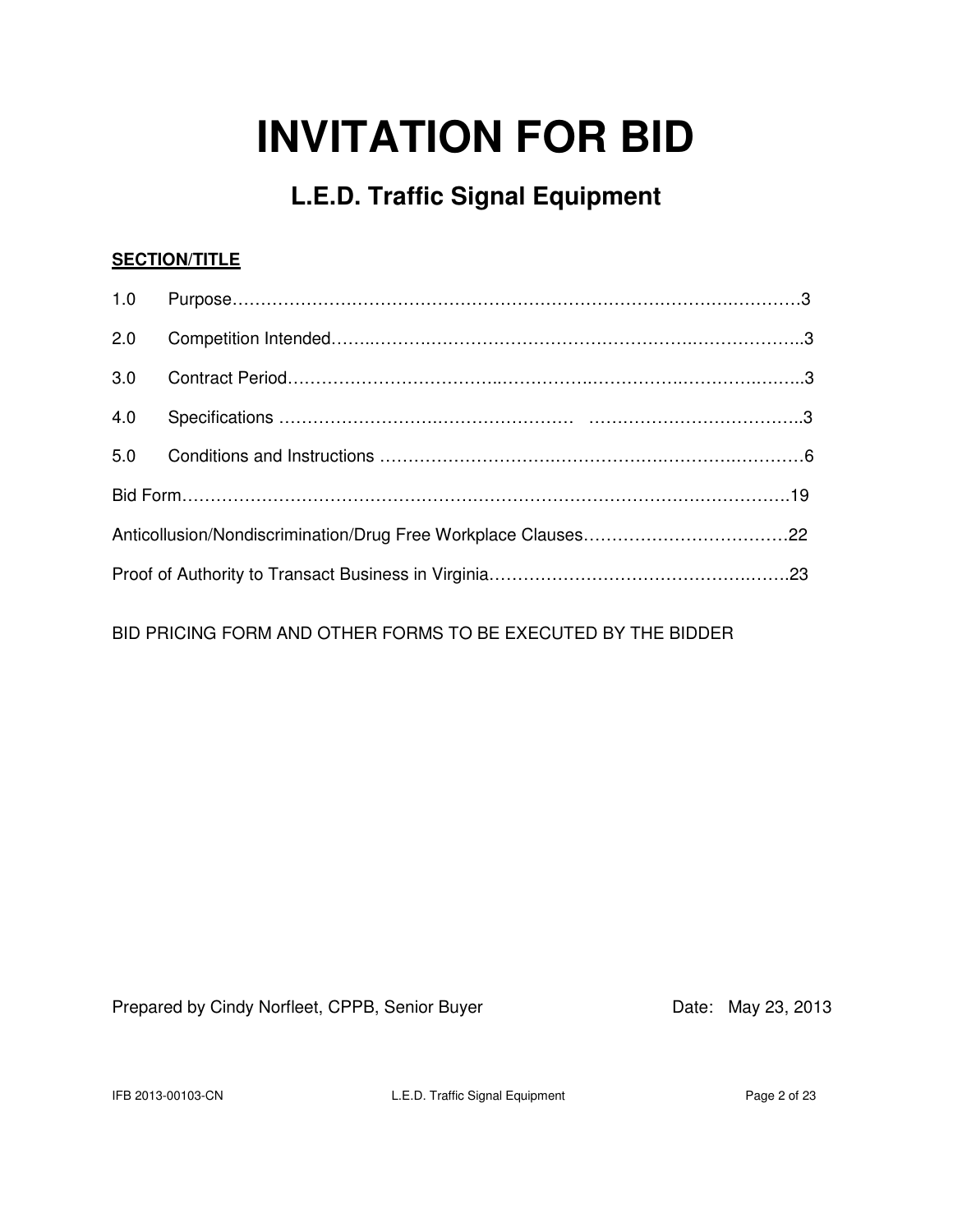# INVITATION FOR BID

## L.E.D. Traffic Signal Equipment

**SECTION/TITLE**

1.0 Purpose……………………………………………………………………………………3

2.0 Competition Intended……………………………………………………………………3

3.0 Contract Period……………………………………………………………………………3

4.0 Specifications ……………………………………………………………………………3

5.0 Conditions and Instructions ……………………………………………………………6

Bid Form…………………………………………………………………………………………19

Anticollusion/Nondiscrimination/Drug Free Workplace Clauses………………………………22

Proof of Authority to Transact Business in Virginia……………………………………………23

BID PRICING FORM AND OTHER FORMS TO BE EXECUTED BY THE BIDDER

Prepared by Cindy Norfleet, CPPB, Senior Buyer Date: May 23, 2013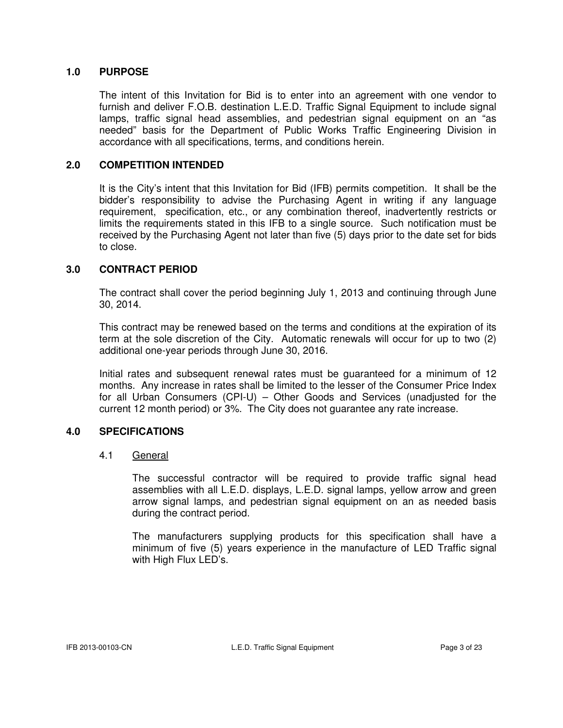## 1.0 PURPOSE

The intent of this Invitation for Bid is to enter into an agreement with one vendor to furnish and deliver F.O.B. destination L.E.D. Traffic Signal Equipment to include signal lamps, traffic signal head assemblies, and pedestrian signal equipment on an "as needed" basis for the Department of Public Works Traffic Engineering Division in accordance with all specifications, terms, and conditions herein.

## 2.0 COMPETITION INTENDED

It is the City's intent that this Invitation for Bid (IFB) permits competition. It shall be the bidder's responsibility to advise the Purchasing Agent in writing if any language requirement, specification, etc., or any combination thereof, inadvertently restricts or limits the requirements stated in this IFB to a single source. Such notification must be received by the Purchasing Agent not later than five (5) days prior to the date set for bids to close.

## 3.0 CONTRACT PERIOD

The contract shall cover the period beginning July 1, 2013 and continuing through June 30, 2014.

This contract may be renewed based on the terms and conditions at the expiration of its term at the sole discretion of the City. Automatic renewals will occur for up to two (2) additional one-year periods through June 30, 2016.

Initial rates and subsequent renewal rates must be guaranteed for a minimum of 12 months. Any increase in rates shall be limited to the lesser of the Consumer Price Index for all Urban Consumers (CPI-U) – Other Goods and Services (unadjusted for the current 12 month period) or 3%. The City does not guarantee any rate increase.

## 4.0 SPECIFICATIONS

### 4.1 General

The successful contractor will be required to provide traffic signal head assemblies with all L.E.D. displays, L.E.D. signal lamps, yellow arrow and green arrow signal lamps, and pedestrian signal equipment on an as needed basis during the contract period.

The manufacturers supplying products for this specification shall have a minimum of five (5) years experience in the manufacture of LED Traffic signal with High Flux LED's.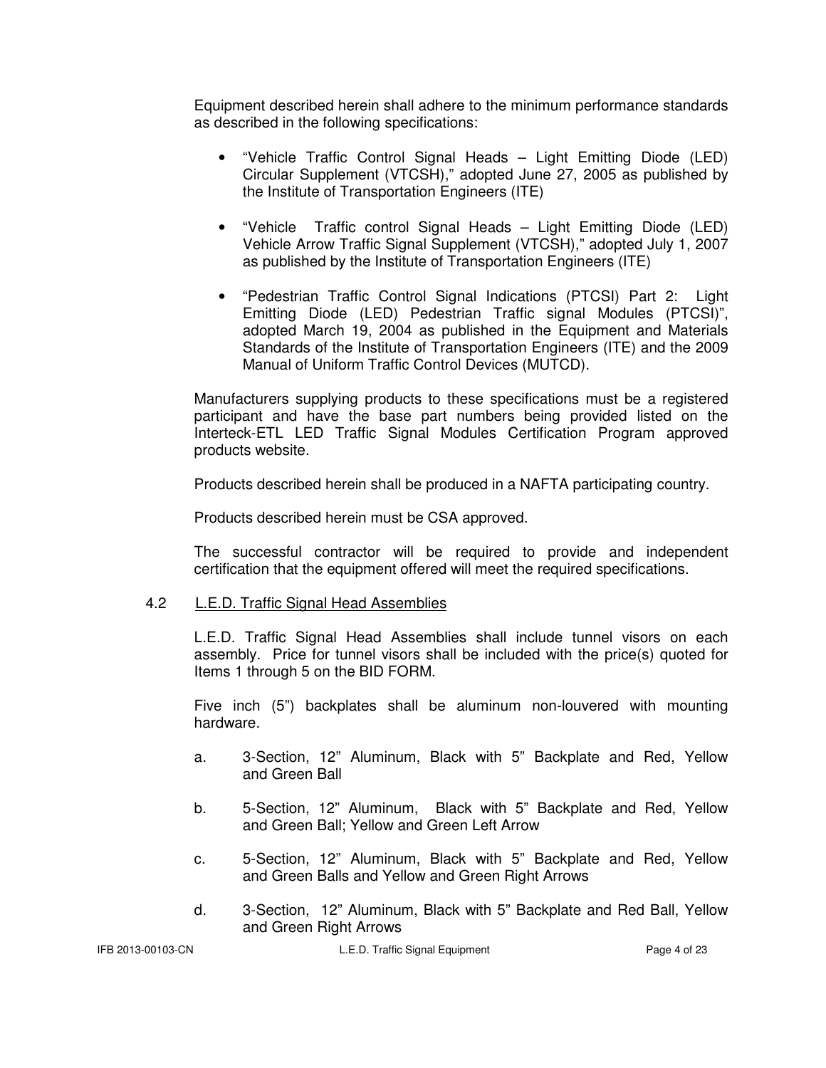Equipment described herein shall adhere to the minimum performance standards as described in the following specifications:

- "Vehicle Traffic Control Signal Heads – Light Emitting Diode (LED) Circular Supplement (VTCSH)," adopted June 27, 2005 as published by the Institute of Transportation Engineers (ITE)
- "Vehicle Traffic control Signal Heads – Light Emitting Diode (LED) Vehicle Arrow Traffic Signal Supplement (VTCSH)," adopted July 1, 2007 as published by the Institute of Transportation Engineers (ITE)
- "Pedestrian Traffic Control Signal Indications (PTCSI) Part 2: Light Emitting Diode (LED) Pedestrian Traffic signal Modules (PTCSI)", adopted March 19, 2004 as published in the Equipment and Materials Standards of the Institute of Transportation Engineers (ITE) and the 2009 Manual of Uniform Traffic Control Devices (MUTCD).

Manufacturers supplying products to these specifications must be a registered participant and have the base part numbers being provided listed on the Interteck-ETL LED Traffic Signal Modules Certification Program approved products website.

Products described herein shall be produced in a NAFTA participating country.

Products described herein must be CSA approved.

The successful contractor will be required to provide and independent certification that the equipment offered will meet the required specifications.

## 4.2 L.E.D. Traffic Signal Head Assemblies

L.E.D. Traffic Signal Head Assemblies shall include tunnel visors on each assembly. Price for tunnel visors shall be included with the price(s) quoted for Items 1 through 5 on the BID FORM.

Five inch (5") backplates shall be aluminum non-louvered with mounting hardware.

a. 3-Section, 12" Aluminum, Black with 5" Backplate and Red, Yellow and Green Ball

b. 5-Section, 12" Aluminum, Black with 5" Backplate and Red, Yellow and Green Ball; Yellow and Green Left Arrow

c. 5-Section, 12" Aluminum, Black with 5" Backplate and Red, Yellow and Green Balls and Yellow and Green Right Arrows

d. 3-Section, 12" Aluminum, Black with 5" Backplate and Red Ball, Yellow and Green Right Arrows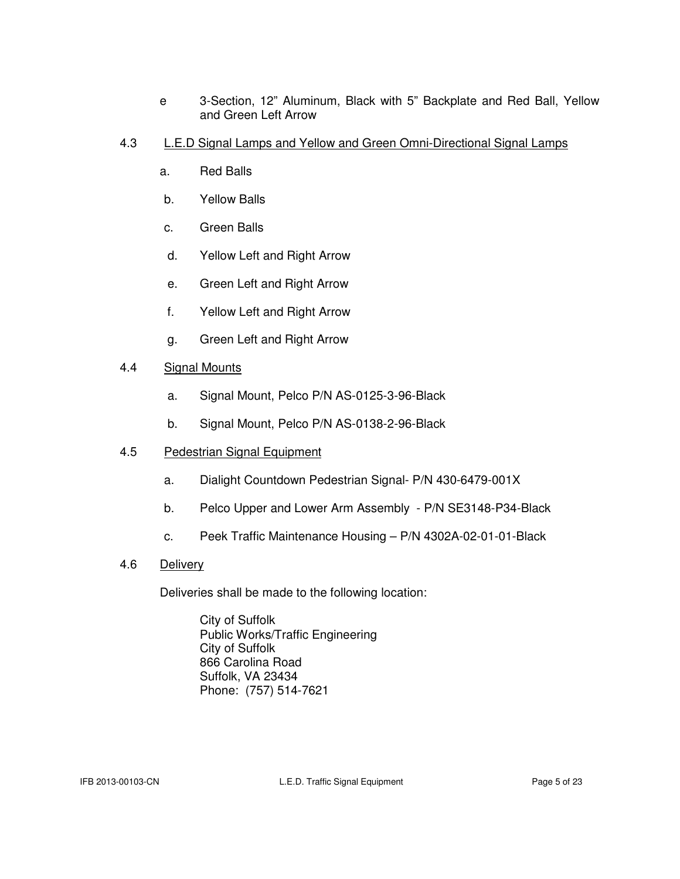e. 3-Section, 12" Aluminum, Black with 5" Backplate and Red Ball, Yellow and Green Left Arrow

4.3 <u>L.E.D Signal Lamps and Yellow and Green Omni-Directional Signal Lamps</u>

a. Red Balls

b. Yellow Balls

c. Green Balls

d. Yellow Left and Right Arrow

e. Green Left and Right Arrow

f. Yellow Left and Right Arrow

g. Green Left and Right Arrow

4.4 <u>Signal Mounts</u>

a. Signal Mount, Pelco P/N AS-0125-3-96-Black

b. Signal Mount, Pelco P/N AS-0138-2-96-Black

4.5 <u>Pedestrian Signal Equipment</u>

a. Dialight Countdown Pedestrian Signal- P/N 430-6479-001X

b. Pelco Upper and Lower Arm Assembly - P/N SE3148-P34-Black

c. Peek Traffic Maintenance Housing – P/N 4302A-02-01-01-Black

4.6 <u>Delivery</u>

Deliveries shall be made to the following location:

City of Suffolk
Public Works/Traffic Engineering
City of Suffolk
866 Carolina Road
Suffolk, VA 23434
Phone: (757) 514-7621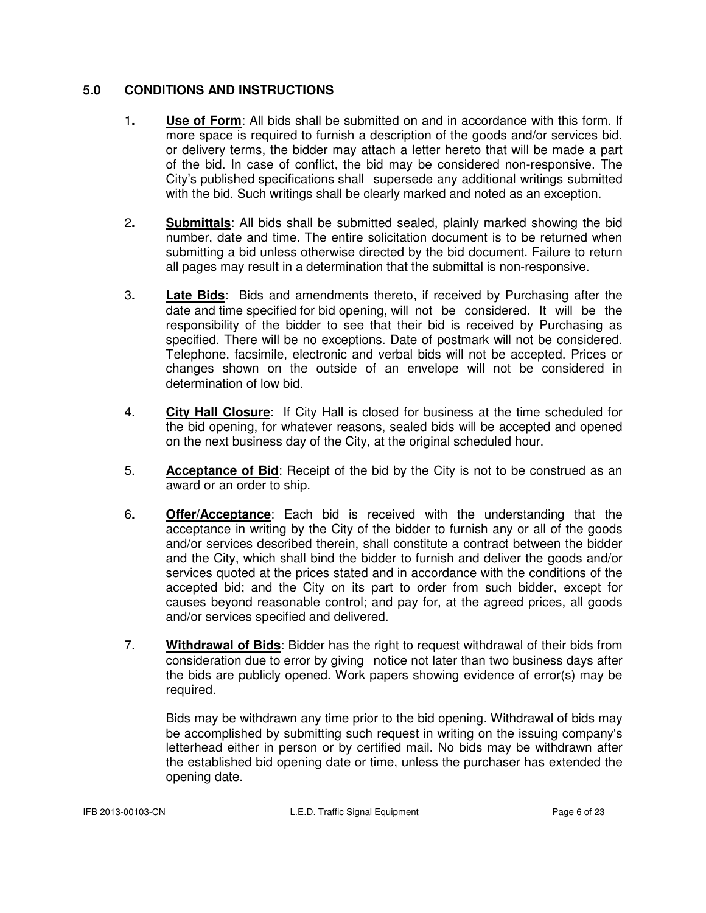## 5.0 CONDITIONS AND INSTRUCTIONS

1. **Use of Form**: All bids shall be submitted on and in accordance with this form. If more space is required to furnish a description of the goods and/or services bid, or delivery terms, the bidder may attach a letter hereto that will be made a part of the bid. In case of conflict, the bid may be considered non-responsive. The City's published specifications shall supersede any additional writings submitted with the bid. Such writings shall be clearly marked and noted as an exception.

2. **Submittals**: All bids shall be submitted sealed, plainly marked showing the bid number, date and time. The entire solicitation document is to be returned when submitting a bid unless otherwise directed by the bid document. Failure to return all pages may result in a determination that the submittal is non-responsive.

3. **Late Bids**: Bids and amendments thereto, if received by Purchasing after the date and time specified for bid opening, will not be considered. It will be the responsibility of the bidder to see that their bid is received by Purchasing as specified. There will be no exceptions. Date of postmark will not be considered. Telephone, facsimile, electronic and verbal bids will not be accepted. Prices or changes shown on the outside of an envelope will not be considered in determination of low bid.

4. **City Hall Closure**: If City Hall is closed for business at the time scheduled for the bid opening, for whatever reasons, sealed bids will be accepted and opened on the next business day of the City, at the original scheduled hour.

5. **Acceptance of Bid**: Receipt of the bid by the City is not to be construed as an award or an order to ship.

6. **Offer/Acceptance**: Each bid is received with the understanding that the acceptance in writing by the City of the bidder to furnish any or all of the goods and/or services described therein, shall constitute a contract between the bidder and the City, which shall bind the bidder to furnish and deliver the goods and/or services quoted at the prices stated and in accordance with the conditions of the accepted bid; and the City on its part to order from such bidder, except for causes beyond reasonable control; and pay for, at the agreed prices, all goods and/or services specified and delivered.

7. **Withdrawal of Bids**: Bidder has the right to request withdrawal of their bids from consideration due to error by giving notice not later than two business days after the bids are publicly opened. Work papers showing evidence of error(s) may be required.

   Bids may be withdrawn any time prior to the bid opening. Withdrawal of bids may be accomplished by submitting such request in writing on the issuing company's letterhead either in person or by certified mail. No bids may be withdrawn after the established bid opening date or time, unless the purchaser has extended the opening date.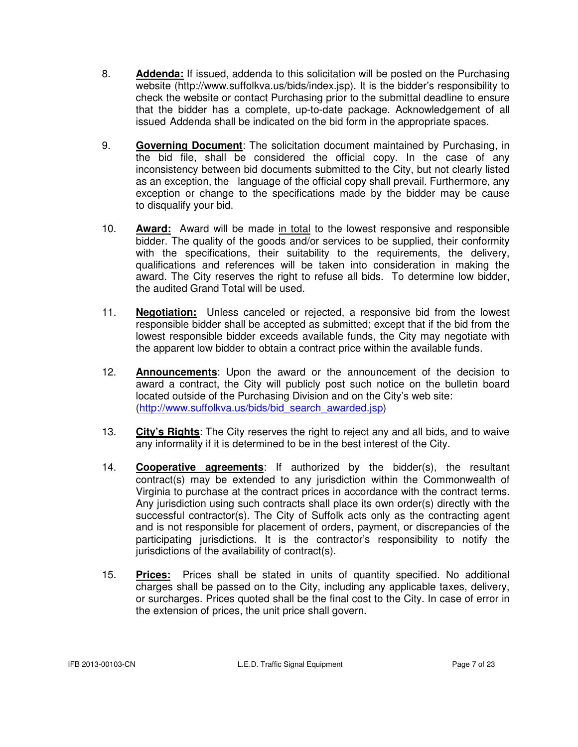8. **Addenda:** If issued, addenda to this solicitation will be posted on the Purchasing website (http://www.suffolkva.us/bids/index.jsp). It is the bidder's responsibility to check the website or contact Purchasing prior to the submittal deadline to ensure that the bidder has a complete, up-to-date package. Acknowledgement of all issued Addenda shall be indicated on the bid form in the appropriate spaces.

9. **Governing Document**: The solicitation document maintained by Purchasing, in the bid file, shall be considered the official copy. In the case of any inconsistency between bid documents submitted to the City, but not clearly listed as an exception, the language of the official copy shall prevail. Furthermore, any exception or change to the specifications made by the bidder may be cause to disqualify your bid.

10. **Award:** Award will be made in total to the lowest responsive and responsible bidder. The quality of the goods and/or services to be supplied, their conformity with the specifications, their suitability to the requirements, the delivery, qualifications and references will be taken into consideration in making the award. The City reserves the right to refuse all bids. To determine low bidder, the audited Grand Total will be used.

11. **Negotiation:** Unless canceled or rejected, a responsive bid from the lowest responsible bidder shall be accepted as submitted; except that if the bid from the lowest responsible bidder exceeds available funds, the City may negotiate with the apparent low bidder to obtain a contract price within the available funds.

12. **Announcements**: Upon the award or the announcement of the decision to award a contract, the City will publicly post such notice on the bulletin board located outside of the Purchasing Division and on the City's web site: (http://www.suffolkva.us/bids/bid_search_awarded.jsp)

13. **City's Rights**: The City reserves the right to reject any and all bids, and to waive any informality if it is determined to be in the best interest of the City.

14. **Cooperative agreements**: If authorized by the bidder(s), the resultant contract(s) may be extended to any jurisdiction within the Commonwealth of Virginia to purchase at the contract prices in accordance with the contract terms. Any jurisdiction using such contracts shall place its own order(s) directly with the successful contractor(s). The City of Suffolk acts only as the contracting agent and is not responsible for placement of orders, payment, or discrepancies of the participating jurisdictions. It is the contractor's responsibility to notify the jurisdictions of the availability of contract(s).

15. **Prices:** Prices shall be stated in units of quantity specified. No additional charges shall be passed on to the City, including any applicable taxes, delivery, or surcharges. Prices quoted shall be the final cost to the City. In case of error in the extension of prices, the unit price shall govern.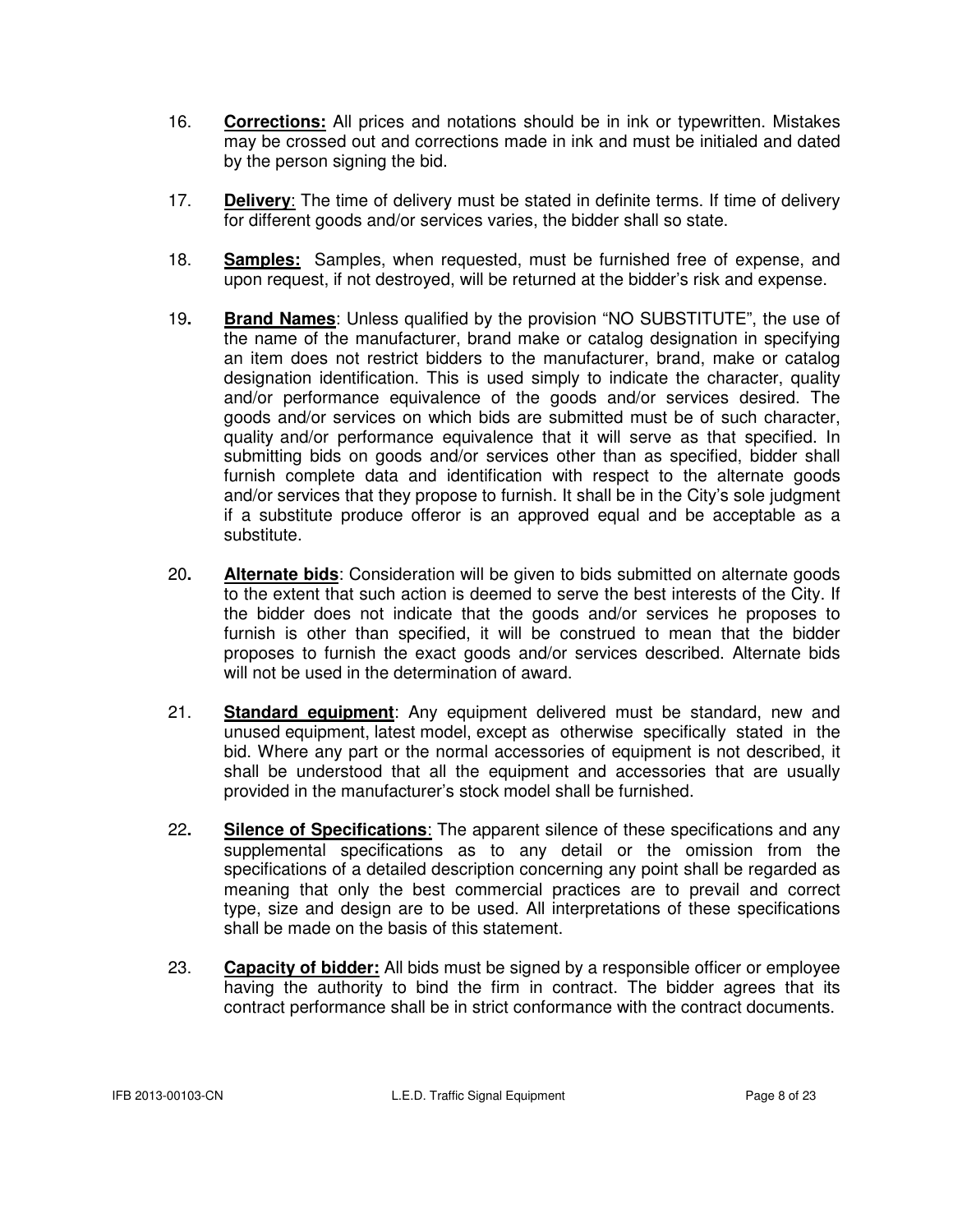16. **Corrections:** All prices and notations should be in ink or typewritten. Mistakes may be crossed out and corrections made in ink and must be initialed and dated by the person signing the bid.

17. **Delivery**: The time of delivery must be stated in definite terms. If time of delivery for different goods and/or services varies, the bidder shall so state.

18. **Samples:** Samples, when requested, must be furnished free of expense, and upon request, if not destroyed, will be returned at the bidder's risk and expense.

19. **Brand Names**: Unless qualified by the provision "NO SUBSTITUTE", the use of the name of the manufacturer, brand make or catalog designation in specifying an item does not restrict bidders to the manufacturer, brand, make or catalog designation identification. This is used simply to indicate the character, quality and/or performance equivalence of the goods and/or services desired. The goods and/or services on which bids are submitted must be of such character, quality and/or performance equivalence that it will serve as that specified. In submitting bids on goods and/or services other than as specified, bidder shall furnish complete data and identification with respect to the alternate goods and/or services that they propose to furnish. It shall be in the City's sole judgment if a substitute produce offeror is an approved equal and be acceptable as a substitute.

20. **Alternate bids**: Consideration will be given to bids submitted on alternate goods to the extent that such action is deemed to serve the best interests of the City. If the bidder does not indicate that the goods and/or services he proposes to furnish is other than specified, it will be construed to mean that the bidder proposes to furnish the exact goods and/or services described. Alternate bids will not be used in the determination of award.

21. **Standard equipment**: Any equipment delivered must be standard, new and unused equipment, latest model, except as otherwise specifically stated in the bid. Where any part or the normal accessories of equipment is not described, it shall be understood that all the equipment and accessories that are usually provided in the manufacturer's stock model shall be furnished.

22. **Silence of Specifications**: The apparent silence of these specifications and any supplemental specifications as to any detail or the omission from the specifications of a detailed description concerning any point shall be regarded as meaning that only the best commercial practices are to prevail and correct type, size and design are to be used. All interpretations of these specifications shall be made on the basis of this statement.

23. **Capacity of bidder:** All bids must be signed by a responsible officer or employee having the authority to bind the firm in contract. The bidder agrees that its contract performance shall be in strict conformance with the contract documents.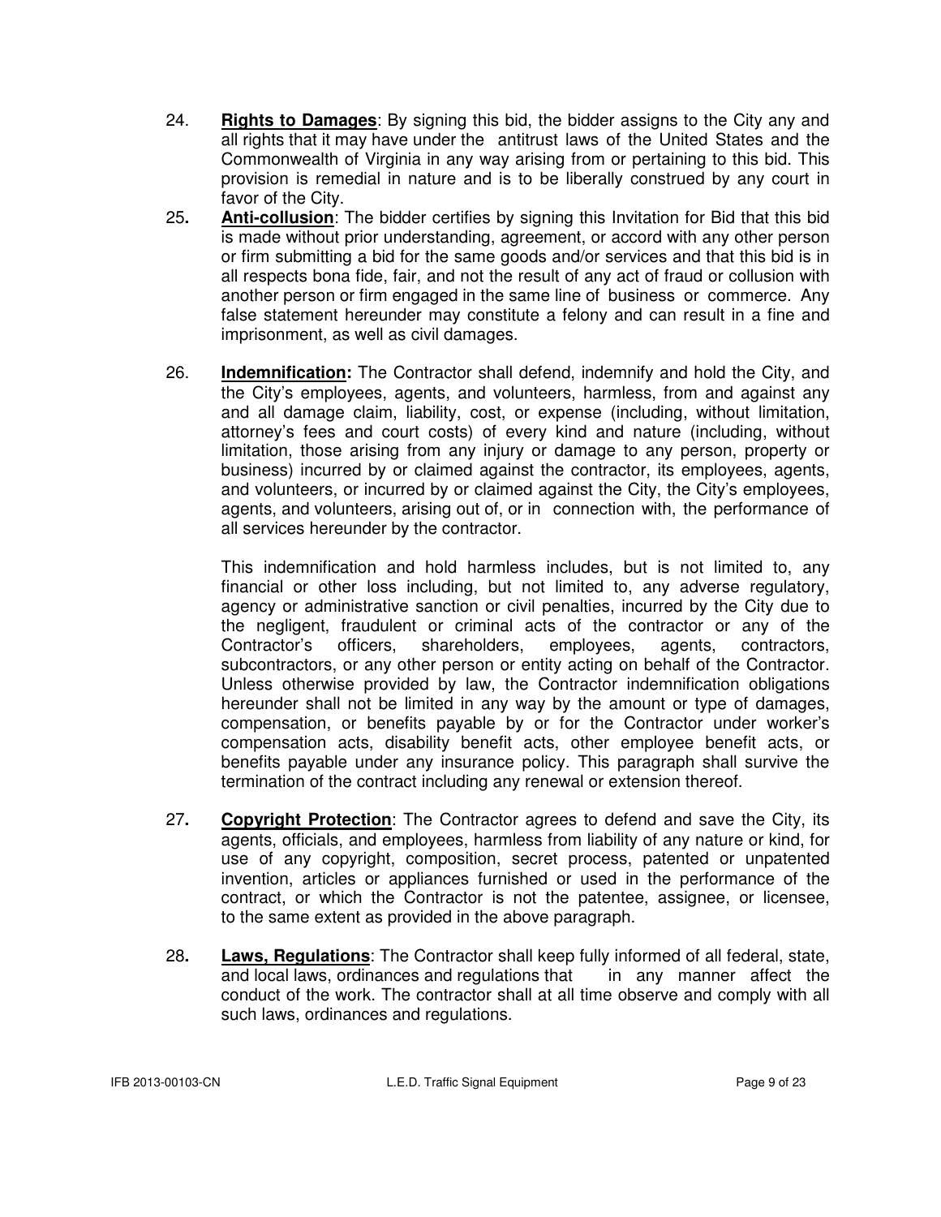24. **Rights to Damages**: By signing this bid, the bidder assigns to the City any and all rights that it may have under the antitrust laws of the United States and the Commonwealth of Virginia in any way arising from or pertaining to this bid. This provision is remedial in nature and is to be liberally construed by any court in favor of the City.

25. **Anti-collusion**: The bidder certifies by signing this Invitation for Bid that this bid is made without prior understanding, agreement, or accord with any other person or firm submitting a bid for the same goods and/or services and that this bid is in all respects bona fide, fair, and not the result of any act of fraud or collusion with another person or firm engaged in the same line of business or commerce. Any false statement hereunder may constitute a felony and can result in a fine and imprisonment, as well as civil damages.

26. **Indemnification:** The Contractor shall defend, indemnify and hold the City, and the City's employees, agents, and volunteers, harmless, from and against any and all damage claim, liability, cost, or expense (including, without limitation, attorney's fees and court costs) of every kind and nature (including, without limitation, those arising from any injury or damage to any person, property or business) incurred by or claimed against the contractor, its employees, agents, and volunteers, or incurred by or claimed against the City, the City's employees, agents, and volunteers, arising out of, or in connection with, the performance of all services hereunder by the contractor.

    This indemnification and hold harmless includes, but is not limited to, any financial or other loss including, but not limited to, any adverse regulatory, agency or administrative sanction or civil penalties, incurred by the City due to the negligent, fraudulent or criminal acts of the contractor or any of the Contractor's officers, shareholders, employees, agents, contractors, subcontractors, or any other person or entity acting on behalf of the Contractor. Unless otherwise provided by law, the Contractor indemnification obligations hereunder shall not be limited in any way by the amount or type of damages, compensation, or benefits payable by or for the Contractor under worker's compensation acts, disability benefit acts, other employee benefit acts, or benefits payable under any insurance policy. This paragraph shall survive the termination of the contract including any renewal or extension thereof.

27. **Copyright Protection**: The Contractor agrees to defend and save the City, its agents, officials, and employees, harmless from liability of any nature or kind, for use of any copyright, composition, secret process, patented or unpatented invention, articles or appliances furnished or used in the performance of the contract, or which the Contractor is not the patentee, assignee, or licensee, to the same extent as provided in the above paragraph.

28. **Laws, Regulations**: The Contractor shall keep fully informed of all federal, state, and local laws, ordinances and regulations that in any manner affect the conduct of the work. The contractor shall at all time observe and comply with all such laws, ordinances and regulations.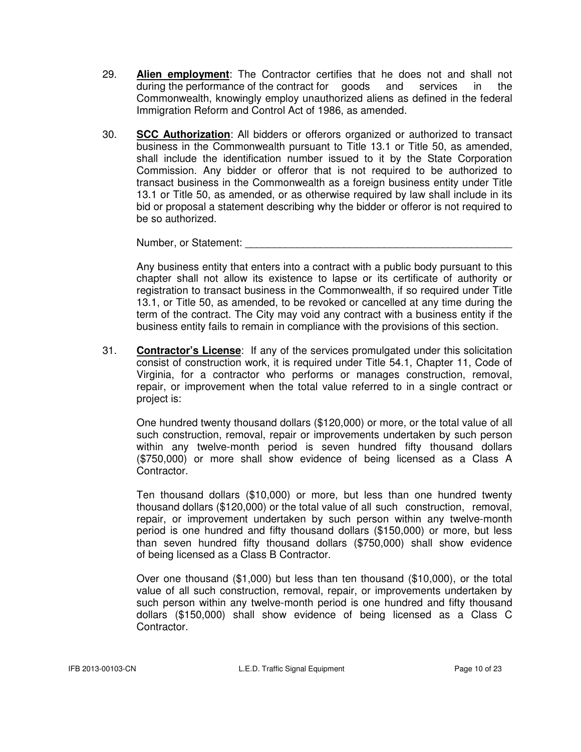29. **Alien employment**: The Contractor certifies that he does not and shall not during the performance of the contract for goods and services in the Commonwealth, knowingly employ unauthorized aliens as defined in the federal Immigration Reform and Control Act of 1986, as amended.

30. **SCC Authorization**: All bidders or offerors organized or authorized to transact business in the Commonwealth pursuant to Title 13.1 or Title 50, as amended, shall include the identification number issued to it by the State Corporation Commission. Any bidder or offeror that is not required to be authorized to transact business in the Commonwealth as a foreign business entity under Title 13.1 or Title 50, as amended, or as otherwise required by law shall include in its bid or proposal a statement describing why the bidder or offeror is not required to be so authorized.

    Number, or Statement: ________________________________________________

    Any business entity that enters into a contract with a public body pursuant to this chapter shall not allow its existence to lapse or its certificate of authority or registration to transact business in the Commonwealth, if so required under Title 13.1, or Title 50, as amended, to be revoked or cancelled at any time during the term of the contract. The City may void any contract with a business entity if the business entity fails to remain in compliance with the provisions of this section.

31. **Contractor's License**: If any of the services promulgated under this solicitation consist of construction work, it is required under Title 54.1, Chapter 11, Code of Virginia, for a contractor who performs or manages construction, removal, repair, or improvement when the total value referred to in a single contract or project is:

    One hundred twenty thousand dollars ($120,000) or more, or the total value of all such construction, removal, repair or improvements undertaken by such person within any twelve-month period is seven hundred fifty thousand dollars ($750,000) or more shall show evidence of being licensed as a Class A Contractor.

    Ten thousand dollars ($10,000) or more, but less than one hundred twenty thousand dollars ($120,000) or the total value of all such construction, removal, repair, or improvement undertaken by such person within any twelve-month period is one hundred and fifty thousand dollars ($150,000) or more, but less than seven hundred fifty thousand dollars ($750,000) shall show evidence of being licensed as a Class B Contractor.

    Over one thousand ($1,000) but less than ten thousand ($10,000), or the total value of all such construction, removal, repair, or improvements undertaken by such person within any twelve-month period is one hundred and fifty thousand dollars ($150,000) shall show evidence of being licensed as a Class C Contractor.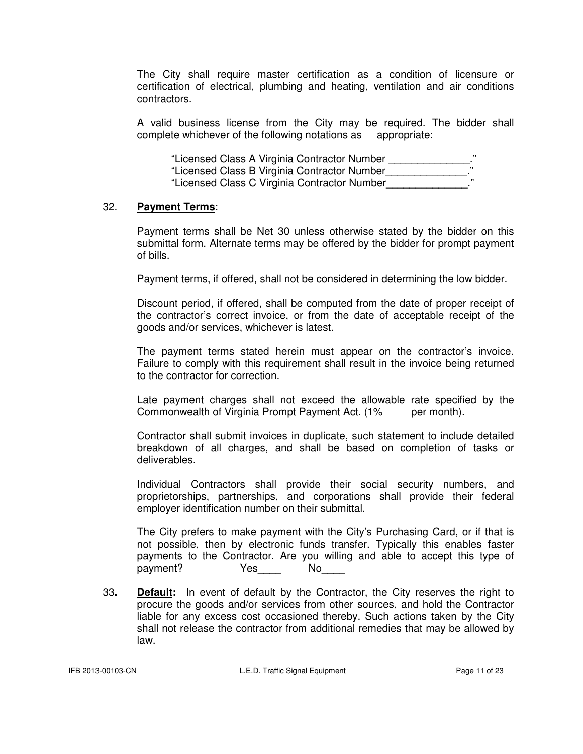The City shall require master certification as a condition of licensure or certification of electrical, plumbing and heating, ventilation and air conditions contractors.

A valid business license from the City may be required. The bidder shall complete whichever of the following notations as appropriate:

"Licensed Class A Virginia Contractor Number ______________."
"Licensed Class B Virginia Contractor Number______________."
"Licensed Class C Virginia Contractor Number______________."

32. **Payment Terms**:

Payment terms shall be Net 30 unless otherwise stated by the bidder on this submittal form. Alternate terms may be offered by the bidder for prompt payment of bills.

Payment terms, if offered, shall not be considered in determining the low bidder.

Discount period, if offered, shall be computed from the date of proper receipt of the contractor's correct invoice, or from the date of acceptable receipt of the goods and/or services, whichever is latest.

The payment terms stated herein must appear on the contractor's invoice. Failure to comply with this requirement shall result in the invoice being returned to the contractor for correction.

Late payment charges shall not exceed the allowable rate specified by the Commonwealth of Virginia Prompt Payment Act. (1% per month).

Contractor shall submit invoices in duplicate, such statement to include detailed breakdown of all charges, and shall be based on completion of tasks or deliverables.

Individual Contractors shall provide their social security numbers, and proprietorships, partnerships, and corporations shall provide their federal employer identification number on their submittal.

The City prefers to make payment with the City's Purchasing Card, or if that is not possible, then by electronic funds transfer. Typically this enables faster payments to the Contractor. Are you willing and able to accept this type of payment? Yes____ No____

33. **Default:** In event of default by the Contractor, the City reserves the right to procure the goods and/or services from other sources, and hold the Contractor liable for any excess cost occasioned thereby. Such actions taken by the City shall not release the contractor from additional remedies that may be allowed by law.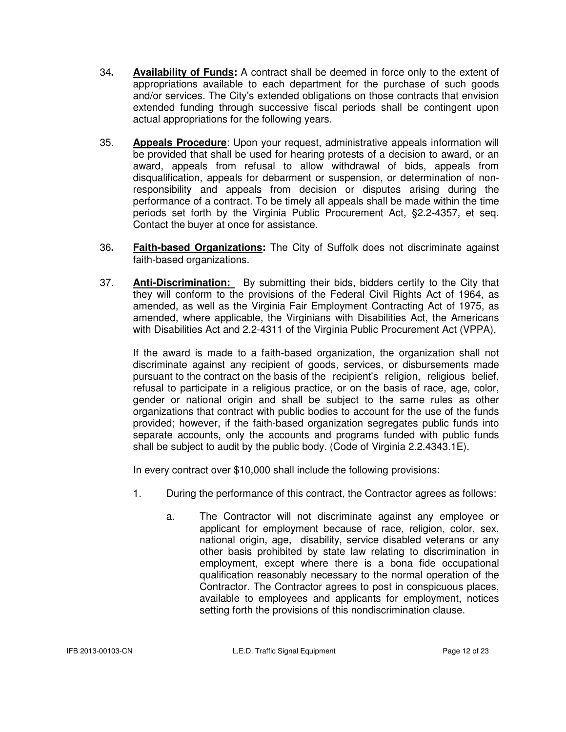34. **Availability of Funds:** A contract shall be deemed in force only to the extent of appropriations available to each department for the purchase of such goods and/or services. The City's extended obligations on those contracts that envision extended funding through successive fiscal periods shall be contingent upon actual appropriations for the following years.

35. **Appeals Procedure**: Upon your request, administrative appeals information will be provided that shall be used for hearing protests of a decision to award, or an award, appeals from refusal to allow withdrawal of bids, appeals from disqualification, appeals for debarment or suspension, or determination of non-responsibility and appeals from decision or disputes arising during the performance of a contract. To be timely all appeals shall be made within the time periods set forth by the Virginia Public Procurement Act, §2.2-4357, et seq. Contact the buyer at once for assistance.

36. **Faith-based Organizations:** The City of Suffolk does not discriminate against faith-based organizations.

37. **Anti-Discrimination:** By submitting their bids, bidders certify to the City that they will conform to the provisions of the Federal Civil Rights Act of 1964, as amended, as well as the Virginia Fair Employment Contracting Act of 1975, as amended, where applicable, the Virginians with Disabilities Act, the Americans with Disabilities Act and 2.2-4311 of the Virginia Public Procurement Act (VPPA).

    If the award is made to a faith-based organization, the organization shall not discriminate against any recipient of goods, services, or disbursements made pursuant to the contract on the basis of the recipient's religion, religious belief, refusal to participate in a religious practice, or on the basis of race, age, color, gender or national origin and shall be subject to the same rules as other organizations that contract with public bodies to account for the use of the funds provided; however, if the faith-based organization segregates public funds into separate accounts, only the accounts and programs funded with public funds shall be subject to audit by the public body. (Code of Virginia 2.2.4343.1E).

    In every contract over $10,000 shall include the following provisions:

    1. During the performance of this contract, the Contractor agrees as follows:

        a. The Contractor will not discriminate against any employee or applicant for employment because of race, religion, color, sex, national origin, age, disability, service disabled veterans or any other basis prohibited by state law relating to discrimination in employment, except where there is a bona fide occupational qualification reasonably necessary to the normal operation of the Contractor. The Contractor agrees to post in conspicuous places, available to employees and applicants for employment, notices setting forth the provisions of this nondiscrimination clause.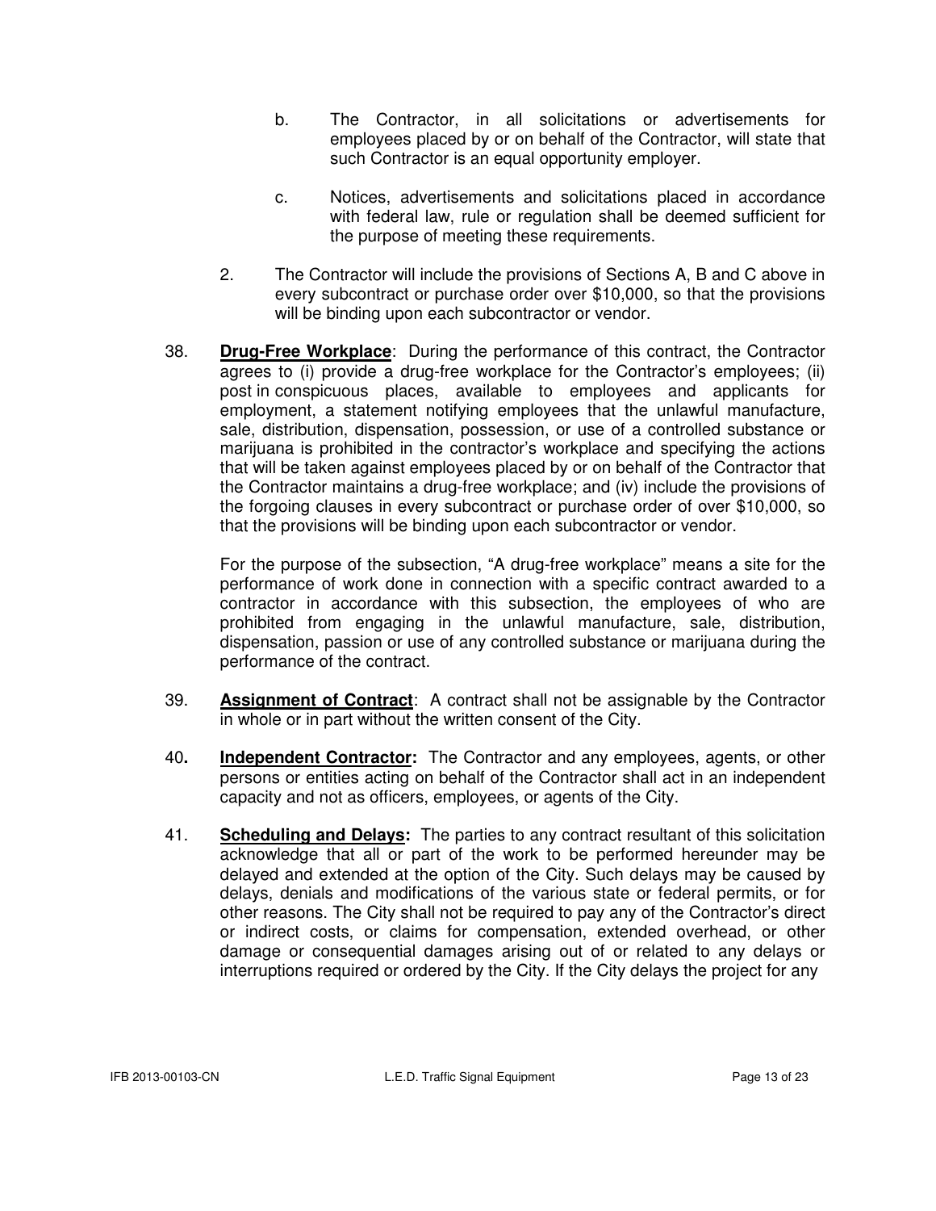b. The Contractor, in all solicitations or advertisements for employees placed by or on behalf of the Contractor, will state that such Contractor is an equal opportunity employer.

c. Notices, advertisements and solicitations placed in accordance with federal law, rule or regulation shall be deemed sufficient for the purpose of meeting these requirements.

2. The Contractor will include the provisions of Sections A, B and C above in every subcontract or purchase order over $10,000, so that the provisions will be binding upon each subcontractor or vendor.

38. **Drug-Free Workplace**: During the performance of this contract, the Contractor agrees to (i) provide a drug-free workplace for the Contractor's employees; (ii) post in conspicuous places, available to employees and applicants for employment, a statement notifying employees that the unlawful manufacture, sale, distribution, dispensation, possession, or use of a controlled substance or marijuana is prohibited in the contractor's workplace and specifying the actions that will be taken against employees placed by or on behalf of the Contractor that the Contractor maintains a drug-free workplace; and (iv) include the provisions of the forgoing clauses in every subcontract or purchase order of over $10,000, so that the provisions will be binding upon each subcontractor or vendor.

    For the purpose of the subsection, "A drug-free workplace" means a site for the performance of work done in connection with a specific contract awarded to a contractor in accordance with this subsection, the employees of who are prohibited from engaging in the unlawful manufacture, sale, distribution, dispensation, passion or use of any controlled substance or marijuana during the performance of the contract.

39. **Assignment of Contract**: A contract shall not be assignable by the Contractor in whole or in part without the written consent of the City.

40. **Independent Contractor:** The Contractor and any employees, agents, or other persons or entities acting on behalf of the Contractor shall act in an independent capacity and not as officers, employees, or agents of the City.

41. **Scheduling and Delays:** The parties to any contract resultant of this solicitation acknowledge that all or part of the work to be performed hereunder may be delayed and extended at the option of the City. Such delays may be caused by delays, denials and modifications of the various state or federal permits, or for other reasons. The City shall not be required to pay any of the Contractor's direct or indirect costs, or claims for compensation, extended overhead, or other damage or consequential damages arising out of or related to any delays or interruptions required or ordered by the City. If the City delays the project for any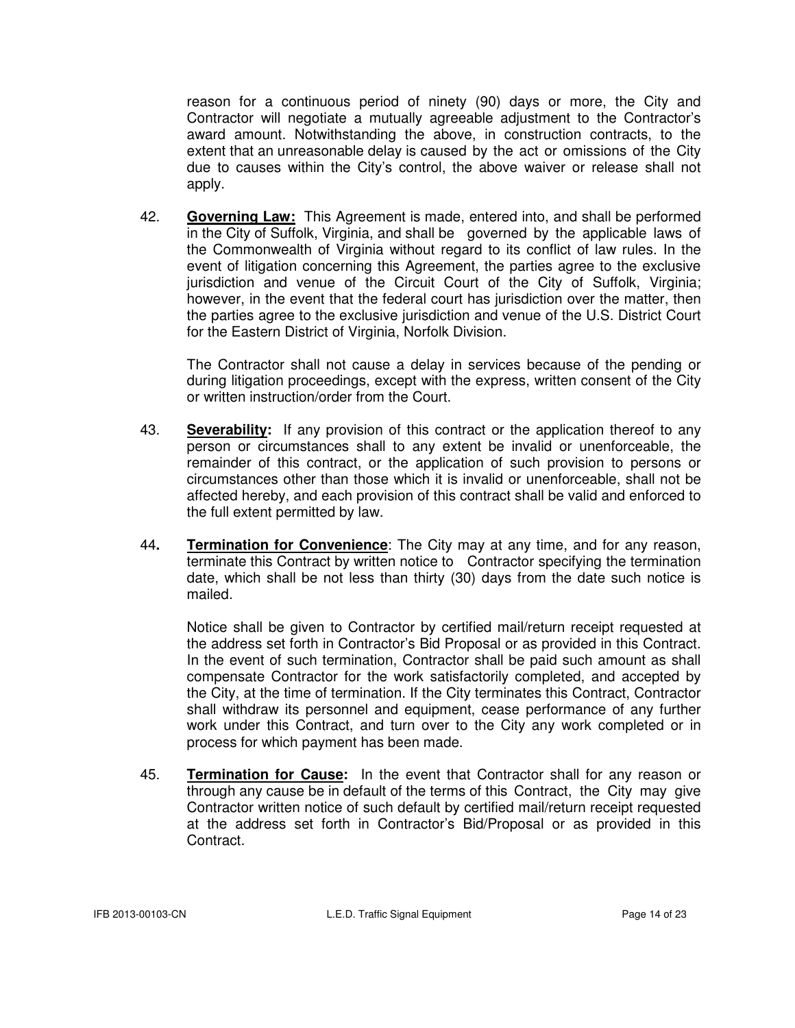reason for a continuous period of ninety (90) days or more, the City and Contractor will negotiate a mutually agreeable adjustment to the Contractor's award amount. Notwithstanding the above, in construction contracts, to the extent that an unreasonable delay is caused by the act or omissions of the City due to causes within the City's control, the above waiver or release shall not apply.

42. **Governing Law:** This Agreement is made, entered into, and shall be performed in the City of Suffolk, Virginia, and shall be governed by the applicable laws of the Commonwealth of Virginia without regard to its conflict of law rules. In the event of litigation concerning this Agreement, the parties agree to the exclusive jurisdiction and venue of the Circuit Court of the City of Suffolk, Virginia; however, in the event that the federal court has jurisdiction over the matter, then the parties agree to the exclusive jurisdiction and venue of the U.S. District Court for the Eastern District of Virginia, Norfolk Division.

    The Contractor shall not cause a delay in services because of the pending or during litigation proceedings, except with the express, written consent of the City or written instruction/order from the Court.

43. **Severability:** If any provision of this contract or the application thereof to any person or circumstances shall to any extent be invalid or unenforceable, the remainder of this contract, or the application of such provision to persons or circumstances other than those which it is invalid or unenforceable, shall not be affected hereby, and each provision of this contract shall be valid and enforced to the full extent permitted by law.

44. **Termination for Convenience**: The City may at any time, and for any reason, terminate this Contract by written notice to Contractor specifying the termination date, which shall be not less than thirty (30) days from the date such notice is mailed.

    Notice shall be given to Contractor by certified mail/return receipt requested at the address set forth in Contractor's Bid Proposal or as provided in this Contract. In the event of such termination, Contractor shall be paid such amount as shall compensate Contractor for the work satisfactorily completed, and accepted by the City, at the time of termination. If the City terminates this Contract, Contractor shall withdraw its personnel and equipment, cease performance of any further work under this Contract, and turn over to the City any work completed or in process for which payment has been made.

45. **Termination for Cause:** In the event that Contractor shall for any reason or through any cause be in default of the terms of this Contract, the City may give Contractor written notice of such default by certified mail/return receipt requested at the address set forth in Contractor's Bid/Proposal or as provided in this Contract.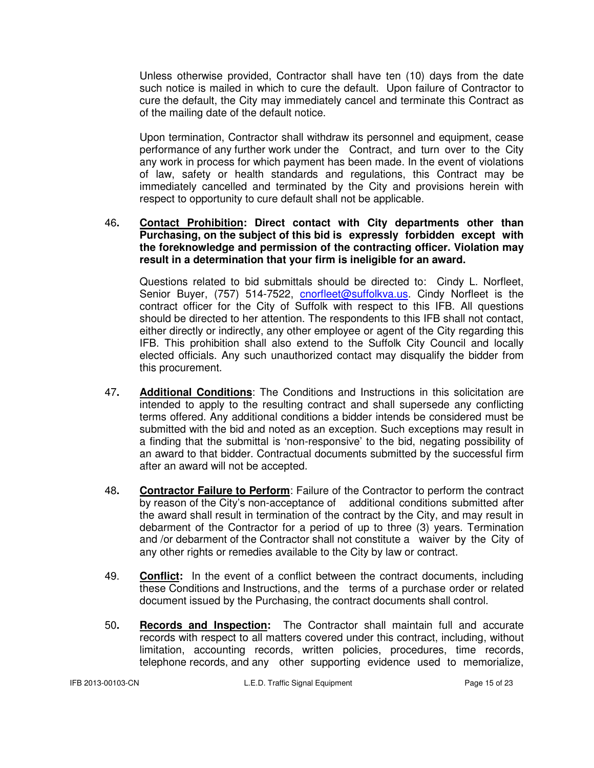Unless otherwise provided, Contractor shall have ten (10) days from the date such notice is mailed in which to cure the default. Upon failure of Contractor to cure the default, the City may immediately cancel and terminate this Contract as of the mailing date of the default notice.

Upon termination, Contractor shall withdraw its personnel and equipment, cease performance of any further work under the Contract, and turn over to the City any work in process for which payment has been made. In the event of violations of law, safety or health standards and regulations, this Contract may be immediately cancelled and terminated by the City and provisions herein with respect to opportunity to cure default shall not be applicable.

46. **Contact Prohibition: Direct contact with City departments other than Purchasing, on the subject of this bid is expressly forbidden except with the foreknowledge and permission of the contracting officer. Violation may result in a determination that your firm is ineligible for an award.**

    Questions related to bid submittals should be directed to: Cindy L. Norfleet, Senior Buyer, (757) 514-7522, cnorfleet@suffolkva.us. Cindy Norfleet is the contract officer for the City of Suffolk with respect to this IFB. All questions should be directed to her attention. The respondents to this IFB shall not contact, either directly or indirectly, any other employee or agent of the City regarding this IFB. This prohibition shall also extend to the Suffolk City Council and locally elected officials. Any such unauthorized contact may disqualify the bidder from this procurement.

47. **Additional Conditions**: The Conditions and Instructions in this solicitation are intended to apply to the resulting contract and shall supersede any conflicting terms offered. Any additional conditions a bidder intends be considered must be submitted with the bid and noted as an exception. Such exceptions may result in a finding that the submittal is 'non-responsive' to the bid, negating possibility of an award to that bidder. Contractual documents submitted by the successful firm after an award will not be accepted.

48. **Contractor Failure to Perform**: Failure of the Contractor to perform the contract by reason of the City's non-acceptance of additional conditions submitted after the award shall result in termination of the contract by the City, and may result in debarment of the Contractor for a period of up to three (3) years. Termination and /or debarment of the Contractor shall not constitute a waiver by the City of any other rights or remedies available to the City by law or contract.

49. **Conflict:** In the event of a conflict between the contract documents, including these Conditions and Instructions, and the terms of a purchase order or related document issued by the Purchasing, the contract documents shall control.

50. **Records and Inspection:** The Contractor shall maintain full and accurate records with respect to all matters covered under this contract, including, without limitation, accounting records, written policies, procedures, time records, telephone records, and any other supporting evidence used to memorialize,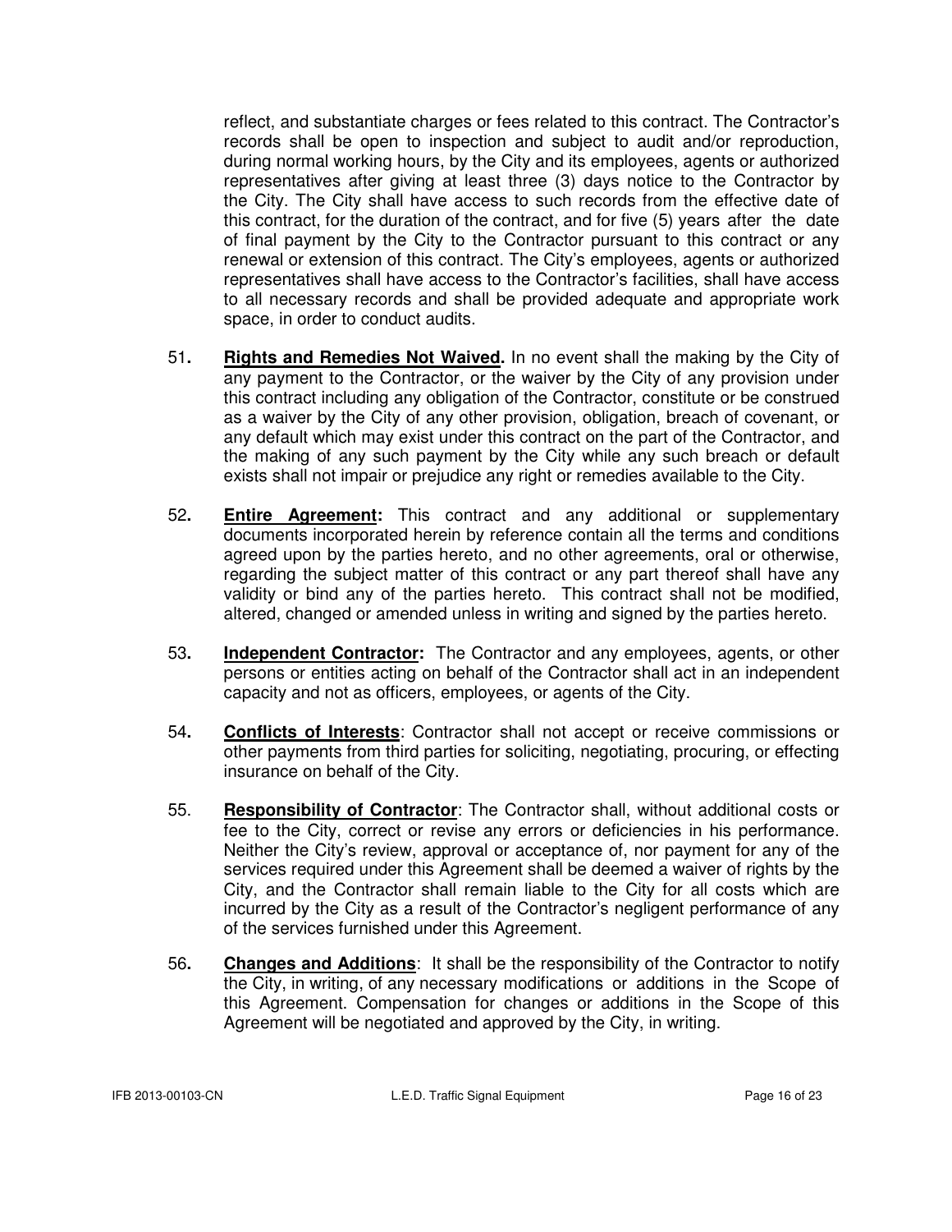reflect, and substantiate charges or fees related to this contract. The Contractor's records shall be open to inspection and subject to audit and/or reproduction, during normal working hours, by the City and its employees, agents or authorized representatives after giving at least three (3) days notice to the Contractor by the City. The City shall have access to such records from the effective date of this contract, for the duration of the contract, and for five (5) years after the date of final payment by the City to the Contractor pursuant to this contract or any renewal or extension of this contract. The City's employees, agents or authorized representatives shall have access to the Contractor's facilities, shall have access to all necessary records and shall be provided adequate and appropriate work space, in order to conduct audits.

51. **Rights and Remedies Not Waived.** In no event shall the making by the City of any payment to the Contractor, or the waiver by the City of any provision under this contract including any obligation of the Contractor, constitute or be construed as a waiver by the City of any other provision, obligation, breach of covenant, or any default which may exist under this contract on the part of the Contractor, and the making of any such payment by the City while any such breach or default exists shall not impair or prejudice any right or remedies available to the City.

52. **Entire Agreement:** This contract and any additional or supplementary documents incorporated herein by reference contain all the terms and conditions agreed upon by the parties hereto, and no other agreements, oral or otherwise, regarding the subject matter of this contract or any part thereof shall have any validity or bind any of the parties hereto. This contract shall not be modified, altered, changed or amended unless in writing and signed by the parties hereto.

53. **Independent Contractor:** The Contractor and any employees, agents, or other persons or entities acting on behalf of the Contractor shall act in an independent capacity and not as officers, employees, or agents of the City.

54. **Conflicts of Interests**: Contractor shall not accept or receive commissions or other payments from third parties for soliciting, negotiating, procuring, or effecting insurance on behalf of the City.

55. **Responsibility of Contractor**: The Contractor shall, without additional costs or fee to the City, correct or revise any errors or deficiencies in his performance. Neither the City's review, approval or acceptance of, nor payment for any of the services required under this Agreement shall be deemed a waiver of rights by the City, and the Contractor shall remain liable to the City for all costs which are incurred by the City as a result of the Contractor's negligent performance of any of the services furnished under this Agreement.

56. **Changes and Additions**: It shall be the responsibility of the Contractor to notify the City, in writing, of any necessary modifications or additions in the Scope of this Agreement. Compensation for changes or additions in the Scope of this Agreement will be negotiated and approved by the City, in writing.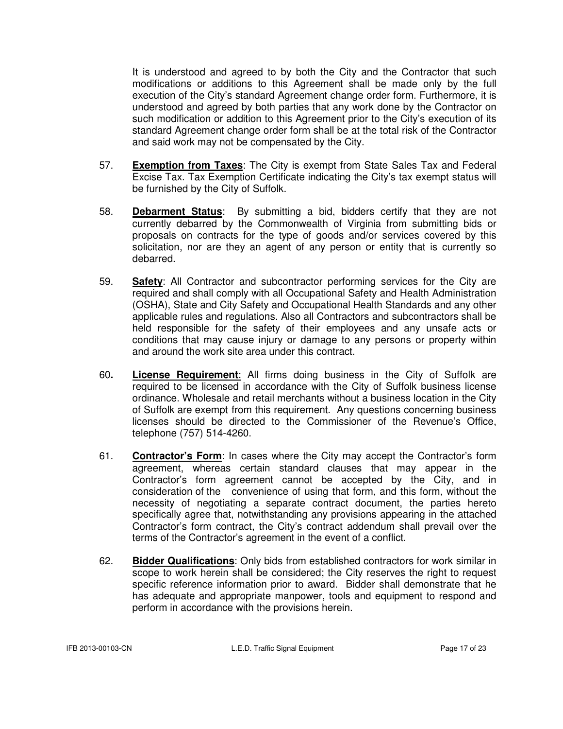It is understood and agreed to by both the City and the Contractor that such modifications or additions to this Agreement shall be made only by the full execution of the City's standard Agreement change order form. Furthermore, it is understood and agreed by both parties that any work done by the Contractor on such modification or addition to this Agreement prior to the City's execution of its standard Agreement change order form shall be at the total risk of the Contractor and said work may not be compensated by the City.

57. **Exemption from Taxes**: The City is exempt from State Sales Tax and Federal Excise Tax. Tax Exemption Certificate indicating the City's tax exempt status will be furnished by the City of Suffolk.

58. **Debarment Status**: By submitting a bid, bidders certify that they are not currently debarred by the Commonwealth of Virginia from submitting bids or proposals on contracts for the type of goods and/or services covered by this solicitation, nor are they an agent of any person or entity that is currently so debarred.

59. **Safety**: All Contractor and subcontractor performing services for the City are required and shall comply with all Occupational Safety and Health Administration (OSHA), State and City Safety and Occupational Health Standards and any other applicable rules and regulations. Also all Contractors and subcontractors shall be held responsible for the safety of their employees and any unsafe acts or conditions that may cause injury or damage to any persons or property within and around the work site area under this contract.

60. **License Requirement**: All firms doing business in the City of Suffolk are required to be licensed in accordance with the City of Suffolk business license ordinance. Wholesale and retail merchants without a business location in the City of Suffolk are exempt from this requirement. Any questions concerning business licenses should be directed to the Commissioner of the Revenue's Office, telephone (757) 514-4260.

61. **Contractor's Form**: In cases where the City may accept the Contractor's form agreement, whereas certain standard clauses that may appear in the Contractor's form agreement cannot be accepted by the City, and in consideration of the convenience of using that form, and this form, without the necessity of negotiating a separate contract document, the parties hereto specifically agree that, notwithstanding any provisions appearing in the attached Contractor's form contract, the City's contract addendum shall prevail over the terms of the Contractor's agreement in the event of a conflict.

62. **Bidder Qualifications**: Only bids from established contractors for work similar in scope to work herein shall be considered; the City reserves the right to request specific reference information prior to award. Bidder shall demonstrate that he has adequate and appropriate manpower, tools and equipment to respond and perform in accordance with the provisions herein.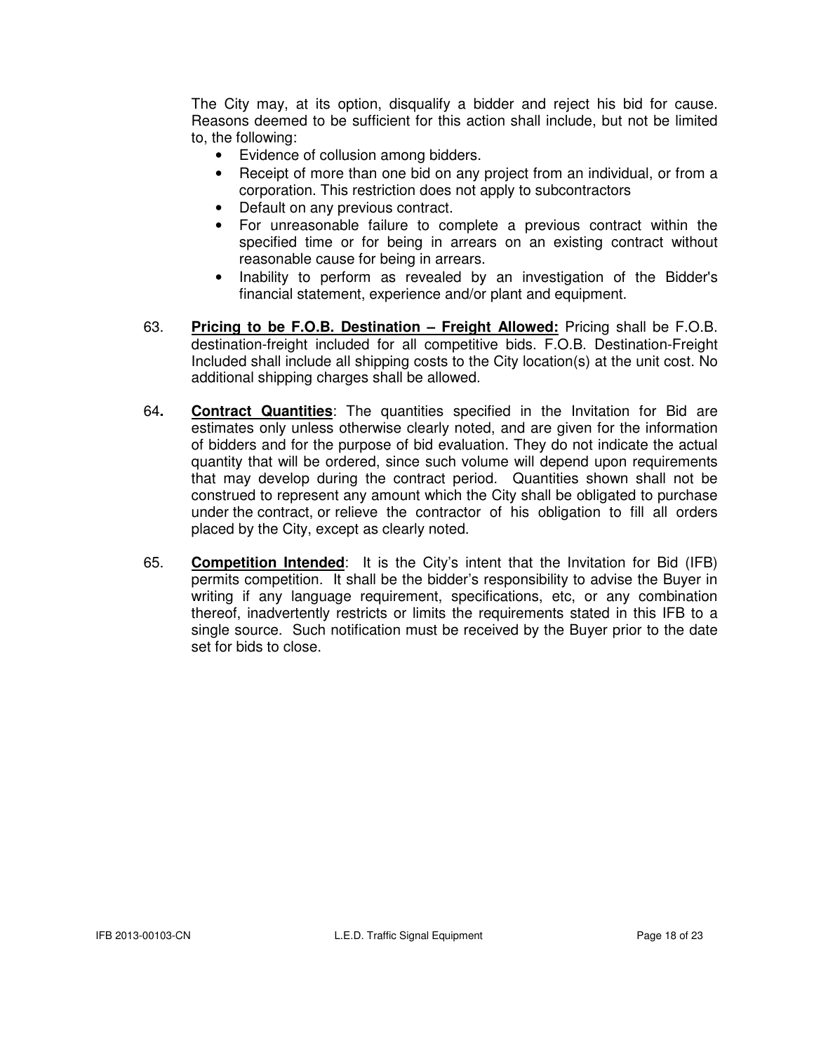The City may, at its option, disqualify a bidder and reject his bid for cause. Reasons deemed to be sufficient for this action shall include, but not be limited to, the following:

- Evidence of collusion among bidders.
- Receipt of more than one bid on any project from an individual, or from a corporation. This restriction does not apply to subcontractors
- Default on any previous contract.
- For unreasonable failure to complete a previous contract within the specified time or for being in arrears on an existing contract without reasonable cause for being in arrears.
- Inability to perform as revealed by an investigation of the Bidder's financial statement, experience and/or plant and equipment.

63. **Pricing to be F.O.B. Destination – Freight Allowed:** Pricing shall be F.O.B. destination-freight included for all competitive bids. F.O.B. Destination-Freight Included shall include all shipping costs to the City location(s) at the unit cost. No additional shipping charges shall be allowed.

64. **Contract Quantities**: The quantities specified in the Invitation for Bid are estimates only unless otherwise clearly noted, and are given for the information of bidders and for the purpose of bid evaluation. They do not indicate the actual quantity that will be ordered, since such volume will depend upon requirements that may develop during the contract period. Quantities shown shall not be construed to represent any amount which the City shall be obligated to purchase under the contract, or relieve the contractor of his obligation to fill all orders placed by the City, except as clearly noted.

65. **Competition Intended**: It is the City's intent that the Invitation for Bid (IFB) permits competition. It shall be the bidder's responsibility to advise the Buyer in writing if any language requirement, specifications, etc, or any combination thereof, inadvertently restricts or limits the requirements stated in this IFB to a single source. Such notification must be received by the Buyer prior to the date set for bids to close.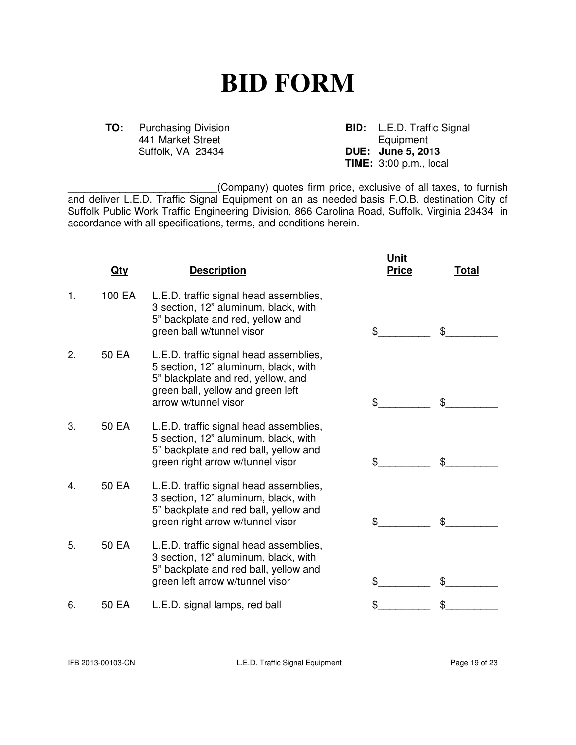# BID FORM

**TO:** Purchasing Division
441 Market Street
Suffolk, VA 23434

**BID:** L.E.D. Traffic Signal Equipment
**DUE: June 5, 2013**
**TIME:** 3:00 p.m., local

__________________________(Company) quotes firm price, exclusive of all taxes, to furnish and deliver L.E.D. Traffic Signal Equipment on an as needed basis F.O.B. destination City of Suffolk Public Work Traffic Engineering Division, 866 Carolina Road, Suffolk, Virginia 23434 in accordance with all specifications, terms, and conditions herein.

| | Qty | Description | Unit Price | Total |
|---|---|---|---|---|
| 1. | 100 EA | L.E.D. traffic signal head assemblies, 3 section, 12" aluminum, black, with 5" backplate and red, yellow and green ball w/tunnel visor | $_________ | $_________ |
| 2. | 50 EA | L.E.D. traffic signal head assemblies, 5 section, 12" aluminum, black, with 5" blackplate and red, yellow, and green ball, yellow and green left arrow w/tunnel visor | $_________ | $_________ |
| 3. | 50 EA | L.E.D. traffic signal head assemblies, 5 section, 12" aluminum, black, with 5" backplate and red ball, yellow and green right arrow w/tunnel visor | $_________ | $_________ |
| 4. | 50 EA | L.E.D. traffic signal head assemblies, 3 section, 12" aluminum, black, with 5" backplate and red ball, yellow and green right arrow w/tunnel visor | $_________ | $_________ |
| 5. | 50 EA | L.E.D. traffic signal head assemblies, 3 section, 12" aluminum, black, with 5" backplate and red ball, yellow and green left arrow w/tunnel visor | $_________ | $_________ |
| 6. | 50 EA | L.E.D. signal lamps, red ball | $_________ | $_________ |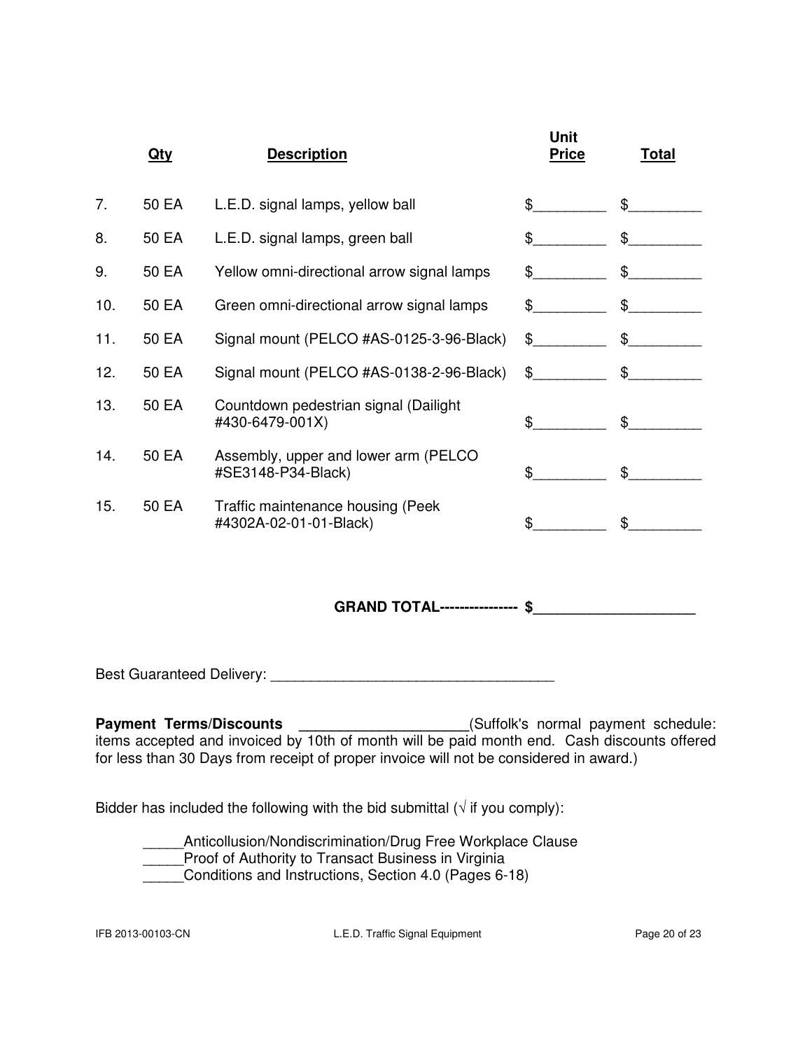| | Qty | Description | Unit Price | Total |
|---|---|---|---|---|
| 7. | 50 EA | L.E.D. signal lamps, yellow ball | $_________ | $_________ |
| 8. | 50 EA | L.E.D. signal lamps, green ball | $_________ | $_________ |
| 9. | 50 EA | Yellow omni-directional arrow signal lamps | $_________ | $_________ |
| 10. | 50 EA | Green omni-directional arrow signal lamps | $_________ | $_________ |
| 11. | 50 EA | Signal mount (PELCO #AS-0125-3-96-Black) | $_________ | $_________ |
| 12. | 50 EA | Signal mount (PELCO #AS-0138-2-96-Black) | $_________ | $_________ |
| 13. | 50 EA | Countdown pedestrian signal (Dailight #430-6479-001X) | $_________ | $_________ |
| 14. | 50 EA | Assembly, upper and lower arm (PELCO #SE3148-P34-Black) | $_________ | $_________ |
| 15. | 50 EA | Traffic maintenance housing (Peek #4302A-02-01-01-Black) | $_________ | $_________ |

**GRAND TOTAL---------------- $____________________**

Best Guaranteed Delivery: ___________________________________

**Payment Terms/Discounts** ____________________(Suffolk's normal payment schedule: items accepted and invoiced by 10th of month will be paid month end. Cash discounts offered for less than 30 Days from receipt of proper invoice will not be considered in award.)

Bidder has included the following with the bid submittal (√ if you comply):

_____Anticollusion/Nondiscrimination/Drug Free Workplace Clause
_____Proof of Authority to Transact Business in Virginia
_____Conditions and Instructions, Section 4.0 (Pages 6-18)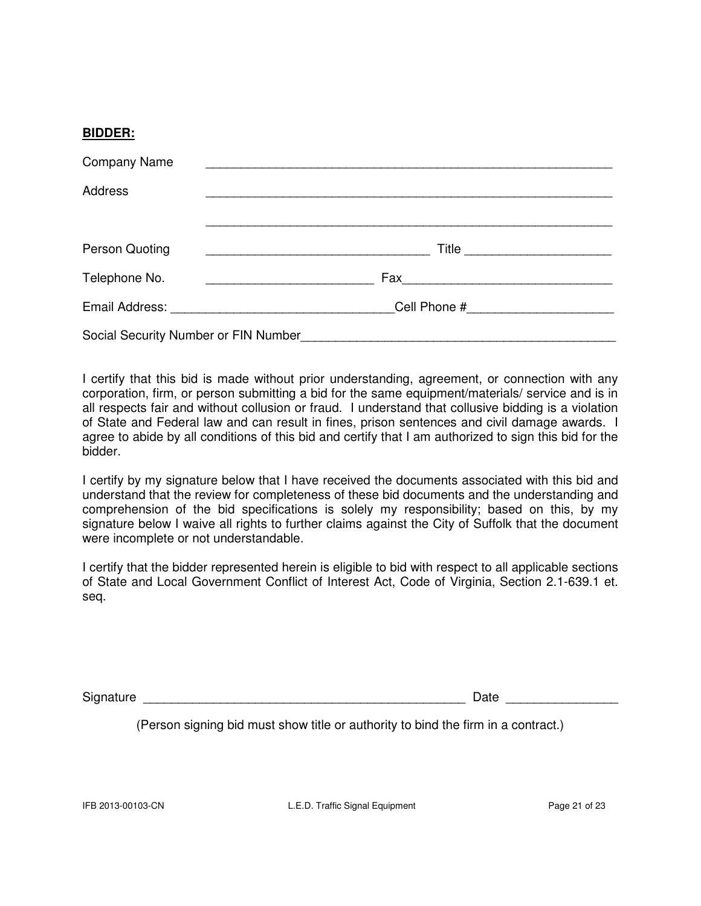**BIDDER:**

Company Name ____________________________________________________________

Address ____________________________________________________________

____________________________________________________________

Person Quoting ________________________________ Title ____________________

Telephone No. ________________________ Fax______________________________

Email Address: _______________________________Cell Phone #____________________

Social Security Number or FIN Number______________________________________________

I certify that this bid is made without prior understanding, agreement, or connection with any corporation, firm, or person submitting a bid for the same equipment/materials/ service and is in all respects fair and without collusion or fraud. I understand that collusive bidding is a violation of State and Federal law and can result in fines, prison sentences and civil damage awards. I agree to abide by all conditions of this bid and certify that I am authorized to sign this bid for the bidder.

I certify by my signature below that I have received the documents associated with this bid and understand that the review for completeness of these bid documents and the understanding and comprehension of the bid specifications is solely my responsibility; based on this, by my signature below I waive all rights to further claims against the City of Suffolk that the document were incomplete or not understandable.

I certify that the bidder represented herein is eligible to bid with respect to all applicable sections of State and Local Government Conflict of Interest Act, Code of Virginia, Section 2.1-639.1 et. seq.

Signature _______________________________________________ Date _______________

(Person signing bid must show title or authority to bind the firm in a contract.)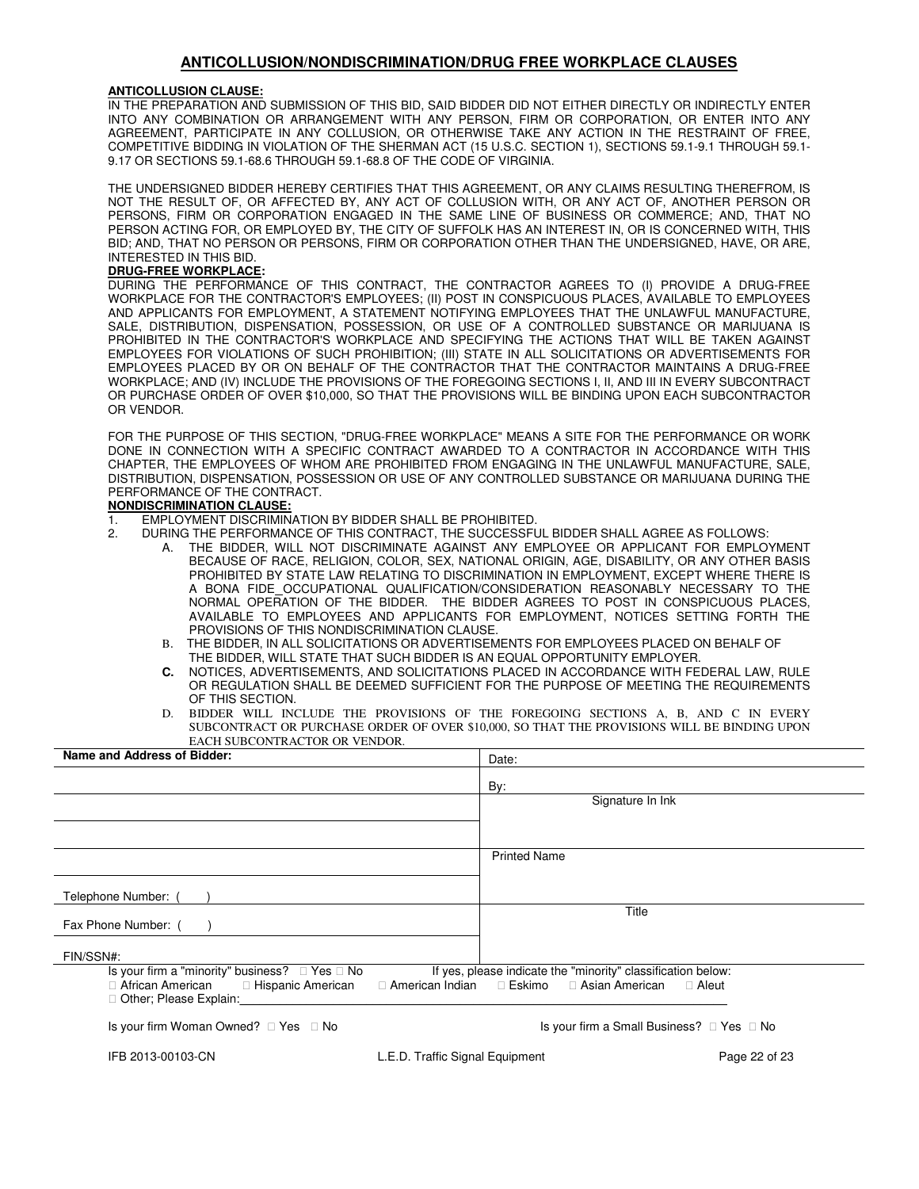## ANTICOLLUSION/NONDISCRIMINATION/DRUG FREE WORKPLACE CLAUSES

**ANTICOLLUSION CLAUSE:**

IN THE PREPARATION AND SUBMISSION OF THIS BID, SAID BIDDER DID NOT EITHER DIRECTLY OR INDIRECTLY ENTER INTO ANY COMBINATION OR ARRANGEMENT WITH ANY PERSON, FIRM OR CORPORATION, OR ENTER INTO ANY AGREEMENT, PARTICIPATE IN ANY COLLUSION, OR OTHERWISE TAKE ANY ACTION IN THE RESTRAINT OF FREE, COMPETITIVE BIDDING IN VIOLATION OF THE SHERMAN ACT (15 U.S.C. SECTION 1), SECTIONS 59.1-9.1 THROUGH 59.1-9.17 OR SECTIONS 59.1-68.6 THROUGH 59.1-68.8 OF THE CODE OF VIRGINIA.

THE UNDERSIGNED BIDDER HEREBY CERTIFIES THAT THIS AGREEMENT, OR ANY CLAIMS RESULTING THEREFROM, IS NOT THE RESULT OF, OR AFFECTED BY, ANY ACT OF COLLUSION WITH, OR ANY ACT OF, ANOTHER PERSON OR PERSONS, FIRM OR CORPORATION ENGAGED IN THE SAME LINE OF BUSINESS OR COMMERCE; AND, THAT NO PERSON ACTING FOR, OR EMPLOYED BY, THE CITY OF SUFFOLK HAS AN INTEREST IN, OR IS CONCERNED WITH, THIS BID; AND, THAT NO PERSON OR PERSONS, FIRM OR CORPORATION OTHER THAN THE UNDERSIGNED, HAVE, OR ARE, INTERESTED IN THIS BID.

**DRUG-FREE WORKPLACE:**

DURING THE PERFORMANCE OF THIS CONTRACT, THE CONTRACTOR AGREES TO (I) PROVIDE A DRUG-FREE WORKPLACE FOR THE CONTRACTOR'S EMPLOYEES; (II) POST IN CONSPICUOUS PLACES, AVAILABLE TO EMPLOYEES AND APPLICANTS FOR EMPLOYMENT, A STATEMENT NOTIFYING EMPLOYEES THAT THE UNLAWFUL MANUFACTURE, SALE, DISTRIBUTION, DISPENSATION, POSSESSION, OR USE OF A CONTROLLED SUBSTANCE OR MARIJUANA IS PROHIBITED IN THE CONTRACTOR'S WORKPLACE AND SPECIFYING THE ACTIONS THAT WILL BE TAKEN AGAINST EMPLOYEES FOR VIOLATIONS OF SUCH PROHIBITION; (III) STATE IN ALL SOLICITATIONS OR ADVERTISEMENTS FOR EMPLOYEES PLACED BY OR ON BEHALF OF THE CONTRACTOR THAT THE CONTRACTOR MAINTAINS A DRUG-FREE WORKPLACE; AND (IV) INCLUDE THE PROVISIONS OF THE FOREGOING SECTIONS I, II, AND III IN EVERY SUBCONTRACT OR PURCHASE ORDER OF OVER $10,000, SO THAT THE PROVISIONS WILL BE BINDING UPON EACH SUBCONTRACTOR OR VENDOR.

FOR THE PURPOSE OF THIS SECTION, "DRUG-FREE WORKPLACE" MEANS A SITE FOR THE PERFORMANCE OR WORK DONE IN CONNECTION WITH A SPECIFIC CONTRACT AWARDED TO A CONTRACTOR IN ACCORDANCE WITH THIS CHAPTER, THE EMPLOYEES OF WHOM ARE PROHIBITED FROM ENGAGING IN THE UNLAWFUL MANUFACTURE, SALE, DISTRIBUTION, DISPENSATION, POSSESSION OR USE OF ANY CONTROLLED SUBSTANCE OR MARIJUANA DURING THE PERFORMANCE OF THE CONTRACT.

**NONDISCRIMINATION CLAUSE:**

1. EMPLOYMENT DISCRIMINATION BY BIDDER SHALL BE PROHIBITED.
2. DURING THE PERFORMANCE OF THIS CONTRACT, THE SUCCESSFUL BIDDER SHALL AGREE AS FOLLOWS:
   - A. THE BIDDER, WILL NOT DISCRIMINATE AGAINST ANY EMPLOYEE OR APPLICANT FOR EMPLOYMENT BECAUSE OF RACE, RELIGION, COLOR, SEX, NATIONAL ORIGIN, AGE, DISABILITY, OR ANY OTHER BASIS PROHIBITED BY STATE LAW RELATING TO DISCRIMINATION IN EMPLOYMENT, EXCEPT WHERE THERE IS A BONA FIDE_OCCUPATIONAL QUALIFICATION/CONSIDERATION REASONABLY NECESSARY TO THE NORMAL OPERATION OF THE BIDDER. THE BIDDER AGREES TO POST IN CONSPICUOUS PLACES, AVAILABLE TO EMPLOYEES AND APPLICANTS FOR EMPLOYMENT, NOTICES SETTING FORTH THE PROVISIONS OF THIS NONDISCRIMINATION CLAUSE.
   - B. THE BIDDER, IN ALL SOLICITATIONS OR ADVERTISEMENTS FOR EMPLOYEES PLACED ON BEHALF OF THE BIDDER, WILL STATE THAT SUCH BIDDER IS AN EQUAL OPPORTUNITY EMPLOYER.
   - **C.** NOTICES, ADVERTISEMENTS, AND SOLICITATIONS PLACED IN ACCORDANCE WITH FEDERAL LAW, RULE OR REGULATION SHALL BE DEEMED SUFFICIENT FOR THE PURPOSE OF MEETING THE REQUIREMENTS OF THIS SECTION.
   - D. BIDDER WILL INCLUDE THE PROVISIONS OF THE FOREGOING SECTIONS A, B, AND C IN EVERY SUBCONTRACT OR PURCHASE ORDER OF OVER $10,000, SO THAT THE PROVISIONS WILL BE BINDING UPON EACH SUBCONTRACTOR OR VENDOR.

| **Name and Address of Bidder:** | Date: |
|---|---|
| | By: |
| | Signature In Ink |
| | |
| | Printed Name |
| Telephone Number: ( ) | |
| Fax Phone Number: ( ) | Title |
| FIN/SSN#: | |

Is your firm a "minority" business? ☐ Yes ☐ No If yes, please indicate the "minority" classification below:

☐ African American ☐ Hispanic American ☐ American Indian ☐ Eskimo ☐ Asian American ☐ Aleut

☐ Other; Please Explain:\_\_\_\_\_\_\_\_\_\_\_\_\_\_\_\_\_\_\_\_

Is your firm Woman Owned? ☐ Yes ☐ No Is your firm a Small Business? ☐ Yes ☐ No

IFB 2013-00103-CN L.E.D. Traffic Signal Equipment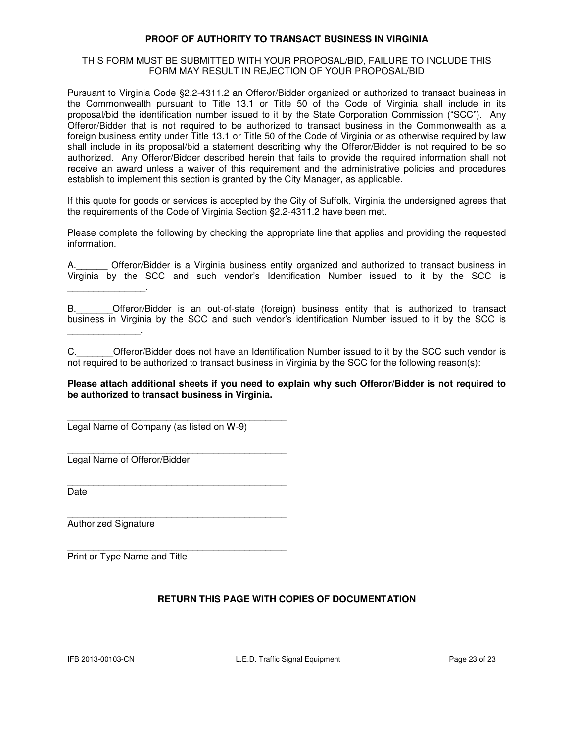**PROOF OF AUTHORITY TO TRANSACT BUSINESS IN VIRGINIA**

THIS FORM MUST BE SUBMITTED WITH YOUR PROPOSAL/BID, FAILURE TO INCLUDE THIS FORM MAY RESULT IN REJECTION OF YOUR PROPOSAL/BID

Pursuant to Virginia Code §2.2-4311.2 an Offeror/Bidder organized or authorized to transact business in the Commonwealth pursuant to Title 13.1 or Title 50 of the Code of Virginia shall include in its proposal/bid the identification number issued to it by the State Corporation Commission ("SCC"). Any Offeror/Bidder that is not required to be authorized to transact business in the Commonwealth as a foreign business entity under Title 13.1 or Title 50 of the Code of Virginia or as otherwise required by law shall include in its proposal/bid a statement describing why the Offeror/Bidder is not required to be so authorized. Any Offeror/Bidder described herein that fails to provide the required information shall not receive an award unless a waiver of this requirement and the administrative policies and procedures establish to implement this section is granted by the City Manager, as applicable.

If this quote for goods or services is accepted by the City of Suffolk, Virginia the undersigned agrees that the requirements of the Code of Virginia Section §2.2-4311.2 have been met.

Please complete the following by checking the appropriate line that applies and providing the requested information.

A.______ Offeror/Bidder is a Virginia business entity organized and authorized to transact business in Virginia by the SCC and such vendor's Identification Number issued to it by the SCC is _______________.

B._______Offeror/Bidder is an out-of-state (foreign) business entity that is authorized to transact business in Virginia by the SCC and such vendor's identification Number issued to it by the SCC is ______________.

C._______Offeror/Bidder does not have an Identification Number issued to it by the SCC such vendor is not required to be authorized to transact business in Virginia by the SCC for the following reason(s):

**Please attach additional sheets if you need to explain why such Offeror/Bidder is not required to be authorized to transact business in Virginia.**

___________________________________________
Legal Name of Company (as listed on W-9)

___________________________________________
Legal Name of Offeror/Bidder

___________________________________________
Date

___________________________________________
Authorized Signature

___________________________________________
Print or Type Name and Title

**RETURN THIS PAGE WITH COPIES OF DOCUMENTATION**